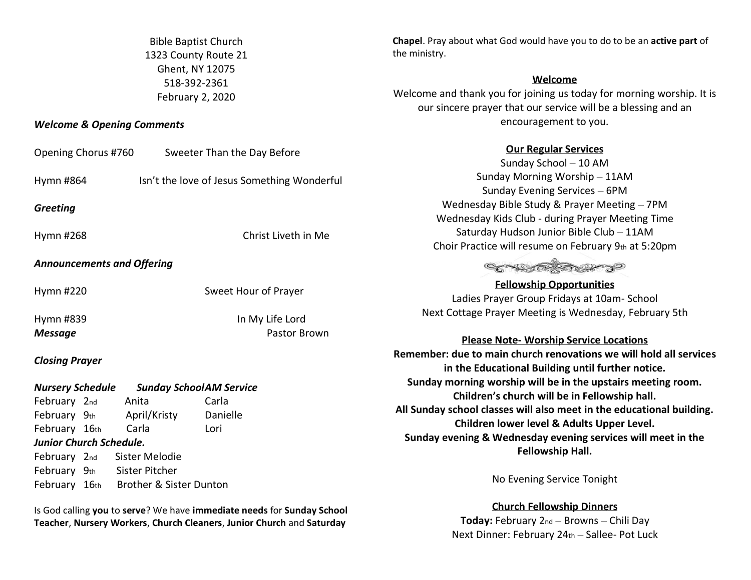Bible Baptist Church
1323 County Route 21
Ghent, NY 12075
518-392-2361
February 2, 2020

***Welcome & Opening Comments***

Opening Chorus #760 Sweeter Than the Day Before

Hymn #864 Isn't the love of Jesus Something Wonderful

***Greeting***

Hymn #268 Christ Liveth in Me

***Announcements and Offering***

Hymn #220 Sweet Hour of Prayer

Hymn #839 In My Life Lord

***Message*** Pastor Brown

***Closing Prayer***

| ***Nursery Schedule*** | ***Sunday School*** | ***AM Service*** |
|---|---|---|
| February 2nd | Anita | Carla |
| February 9th | April/Kristy | Danielle |
| February 16th | Carla | Lori |

***Junior Church Schedule.***

February 2nd Sister Melodie
February 9th Sister Pitcher
February 16th Brother & Sister Dunton

Is God calling **you** to **serve**? We have **immediate needs** for **Sunday School Teacher**, **Nursery Workers**, **Church Cleaners**, **Junior Church** and **Saturday Chapel**. Pray about what God would have you to do to be an **active part** of the ministry.

**Welcome**

Welcome and thank you for joining us today for morning worship. It is our sincere prayer that our service will be a blessing and an encouragement to you.

**Our Regular Services**

Sunday School – 10 AM
Sunday Morning Worship – 11AM
Sunday Evening Services – 6PM
Wednesday Bible Study & Prayer Meeting – 7PM
Wednesday Kids Club - during Prayer Meeting Time
Saturday Hudson Junior Bible Club – 11AM
Choir Practice will resume on February 9th at 5:20pm

**Fellowship Opportunities**

Ladies Prayer Group Fridays at 10am- School
Next Cottage Prayer Meeting is Wednesday, February 5th

**Please Note- Worship Service Locations**

**Remember: due to main church renovations we will hold all services in the Educational Building until further notice.**
**Sunday morning worship will be in the upstairs meeting room.**
**Children's church will be in Fellowship hall.**
**All Sunday school classes will also meet in the educational building.**
**Children lower level & Adults Upper Level.**
**Sunday evening & Wednesday evening services will meet in the Fellowship Hall.**

No Evening Service Tonight

**Church Fellowship Dinners**

**Today:** February 2nd – Browns – Chili Day
Next Dinner: February 24th – Sallee- Pot Luck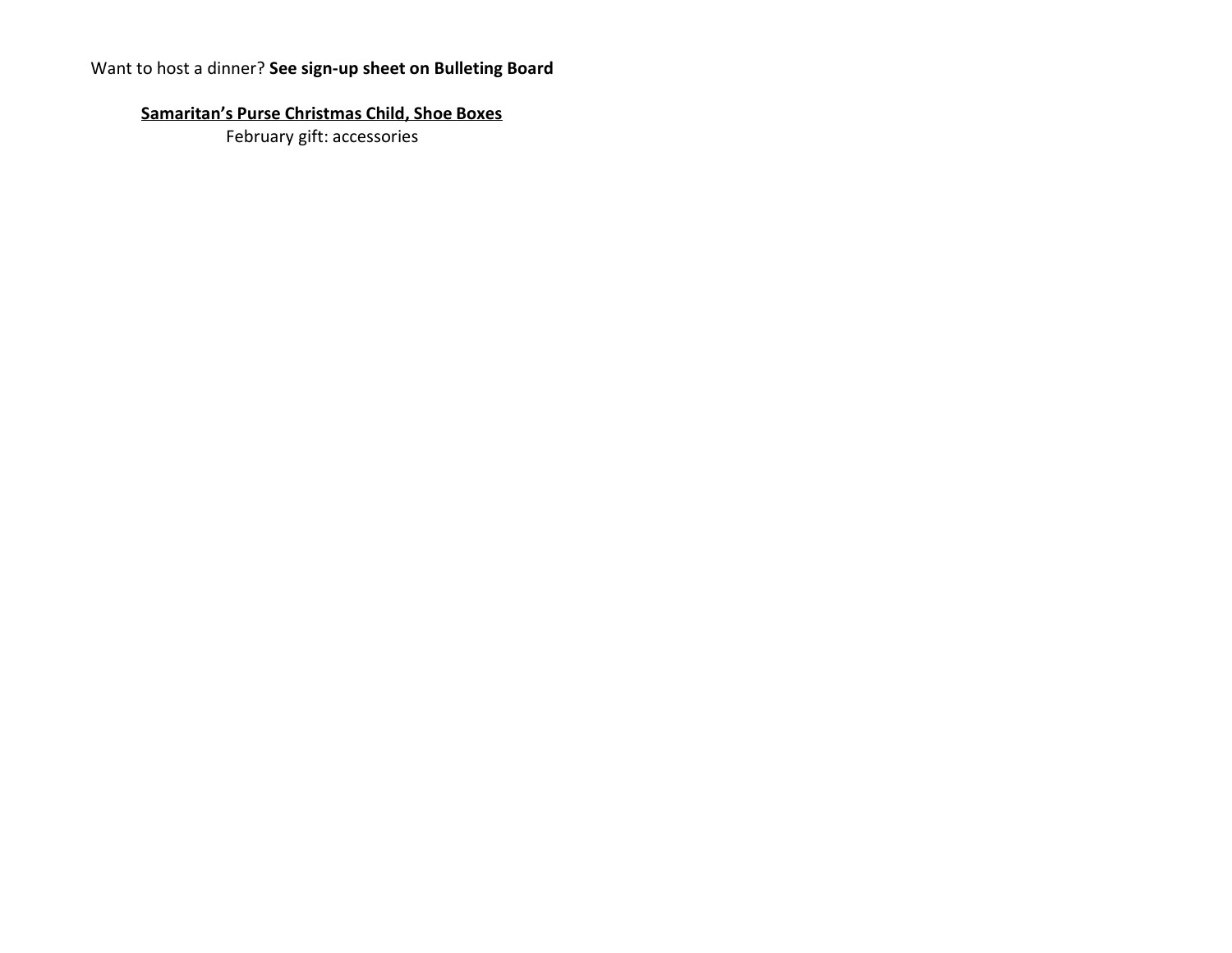Want to host a dinner? **See sign-up sheet on Bulleting Board**

**<u>Samaritan's Purse Christmas Child, Shoe Boxes</u>**

February gift: accessories